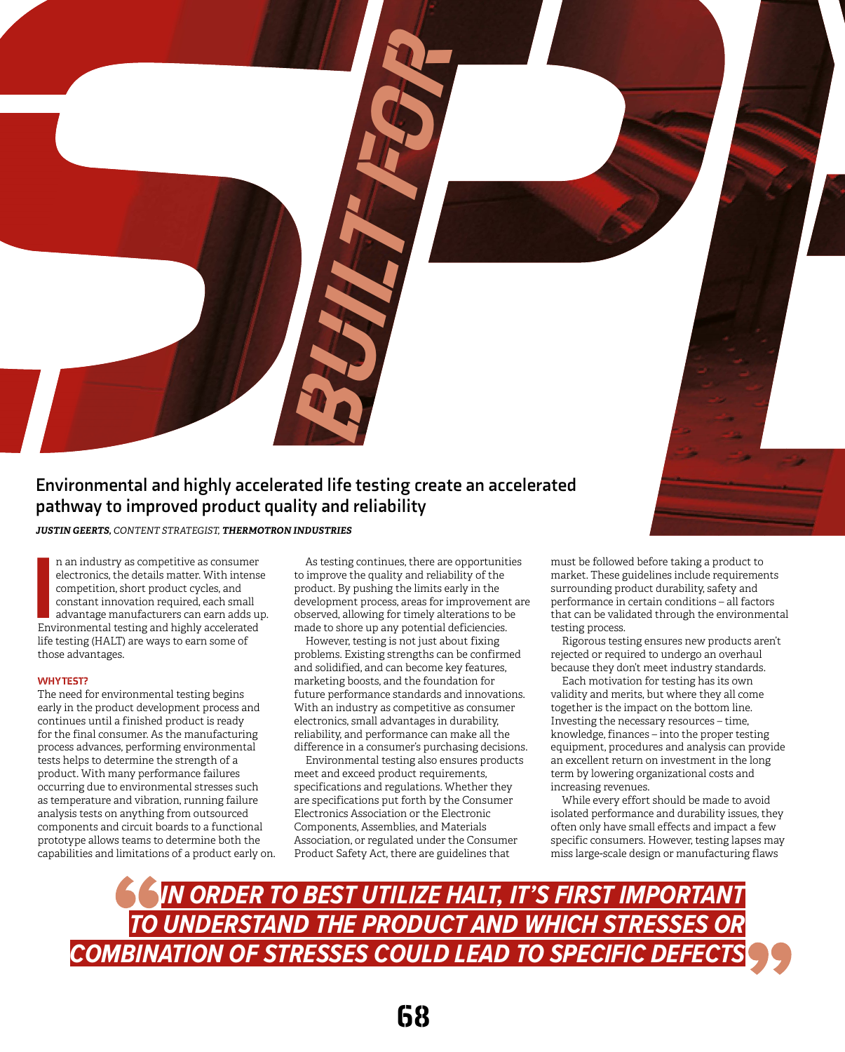# BUILT FOR SPE...

## Environmental and highly accelerated life testing create an accelerated pathway to improved product quality and reliability

***JUSTIN GEERTS**, CONTENT STRATEGIST, **THERMOTRON INDUSTRIES***

In an industry as competitive as consumer electronics, the details matter. With intense competition, short product cycles, and constant innovation required, each small advantage manufacturers can earn adds up. Environmental testing and highly accelerated life testing (HALT) are ways to earn some of those advantages.

### WHY TEST?

The need for environmental testing begins early in the product development process and continues until a finished product is ready for the final consumer. As the manufacturing process advances, performing environmental tests helps to determine the strength of a product. With many performance failures occurring due to environmental stresses such as temperature and vibration, running failure analysis tests on anything from outsourced components and circuit boards to a functional prototype allows teams to determine both the capabilities and limitations of a product early on.

As testing continues, there are opportunities to improve the quality and reliability of the product. By pushing the limits early in the development process, areas for improvement are observed, allowing for timely alterations to be made to shore up any potential deficiencies.

However, testing is not just about fixing problems. Existing strengths can be confirmed and solidified, and can become key features, marketing boosts, and the foundation for future performance standards and innovations. With an industry as competitive as consumer electronics, small advantages in durability, reliability, and performance can make all the difference in a consumer's purchasing decisions.

Environmental testing also ensures products meet and exceed product requirements, specifications and regulations. Whether they are specifications put forth by the Consumer Electronics Association or the Electronic Components, Assemblies, and Materials Association, or regulated under the Consumer Product Safety Act, there are guidelines that must be followed before taking a product to market. These guidelines include requirements surrounding product durability, safety and performance in certain conditions – all factors that can be validated through the environmental testing process.

Rigorous testing ensures new products aren't rejected or required to undergo an overhaul because they don't meet industry standards.

Each motivation for testing has its own validity and merits, but where they all come together is the impact on the bottom line. Investing the necessary resources – time, knowledge, finances – into the proper testing equipment, procedures and analysis can provide an excellent return on investment in the long term by lowering organizational costs and increasing revenues.

While every effort should be made to avoid isolated performance and durability issues, they often only have small effects and impact a few specific consumers. However, testing lapses may miss large-scale design or manufacturing flaws

> **"IN ORDER TO BEST UTILIZE HALT, IT'S FIRST IMPORTANT TO UNDERSTAND THE PRODUCT AND WHICH STRESSES OR COMBINATION OF STRESSES COULD LEAD TO SPECIFIC DEFECTS"**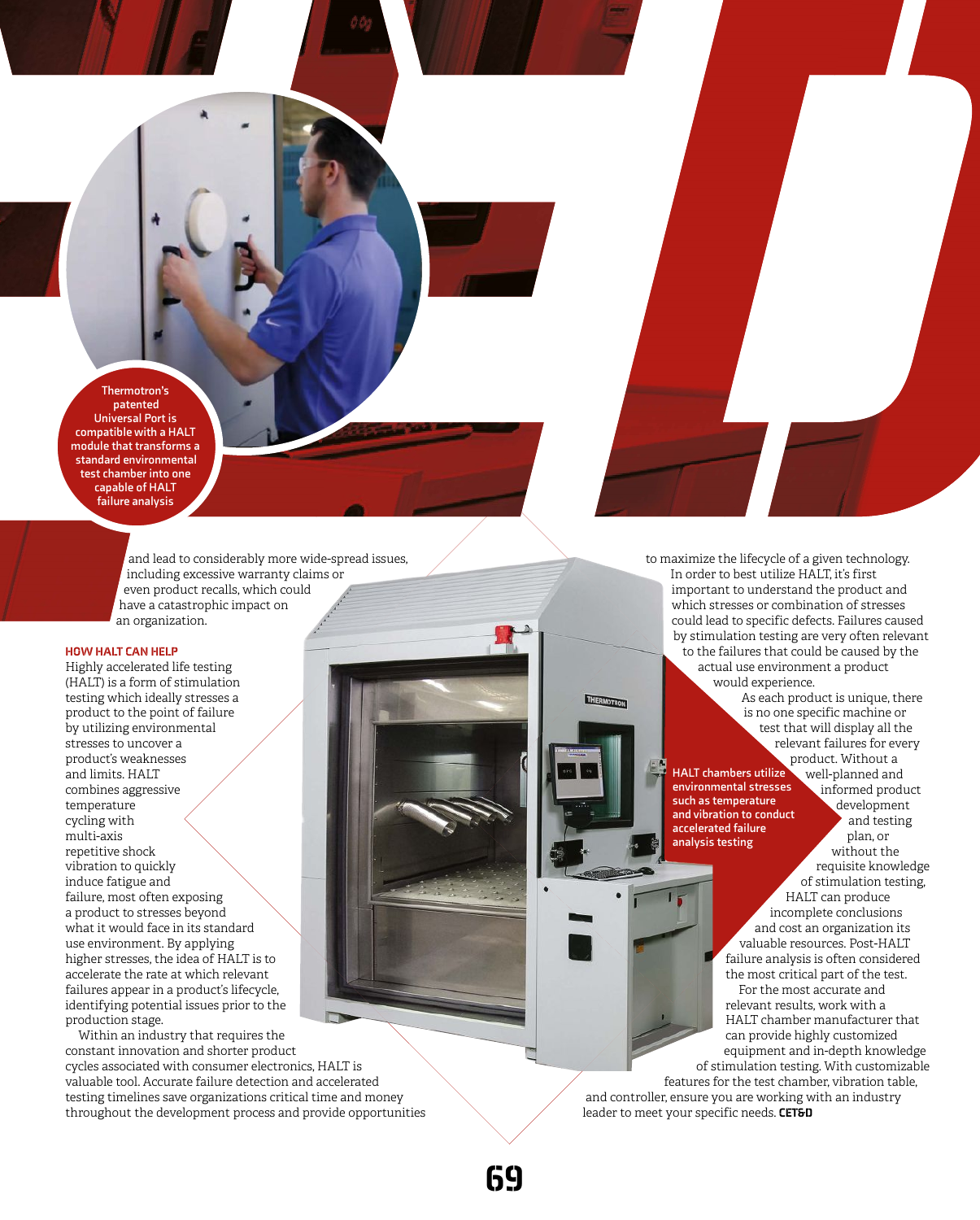Thermotron's patented Universal Port is compatible with a HALT module that transforms a standard environmental test chamber into one capable of HALT failure analysis

and lead to considerably more wide-spread issues, including excessive warranty claims or even product recalls, which could have a catastrophic impact on an organization.

### HOW HALT CAN HELP

Highly accelerated life testing (HALT) is a form of stimulation testing which ideally stresses a product to the point of failure by utilizing environmental stresses to uncover a product's weaknesses and limits. HALT combines aggressive temperature cycling with multi-axis repetitive shock vibration to quickly induce fatigue and failure, most often exposing a product to stresses beyond what it would face in its standard use environment. By applying higher stresses, the idea of HALT is to accelerate the rate at which relevant failures appear in a product's lifecycle, identifying potential issues prior to the production stage.

Within an industry that requires the constant innovation and shorter product cycles associated with consumer electronics, HALT is valuable tool. Accurate failure detection and accelerated testing timelines save organizations critical time and money throughout the development process and provide opportunities to maximize the lifecycle of a given technology.

In order to best utilize HALT, it's first important to understand the product and which stresses or combination of stresses could lead to specific defects. Failures caused by stimulation testing are very often relevant to the failures that could be caused by the actual use environment a product would experience.

As each product is unique, there is no one specific machine or test that will display all the relevant failures for every product. Without a well-planned and informed product development and testing plan, or without the requisite knowledge of stimulation testing, HALT can produce incomplete conclusions and cost an organization its valuable resources. Post-HALT failure analysis is often considered the most critical part of the test.

For the most accurate and relevant results, work with a HALT chamber manufacturer that can provide highly customized equipment and in-depth knowledge of stimulation testing. With customizable features for the test chamber, vibration table, and controller, ensure you are working with an industry leader to meet your specific needs. **CET&D**

HALT chambers utilize environmental stresses such as temperature and vibration to conduct accelerated failure analysis testing